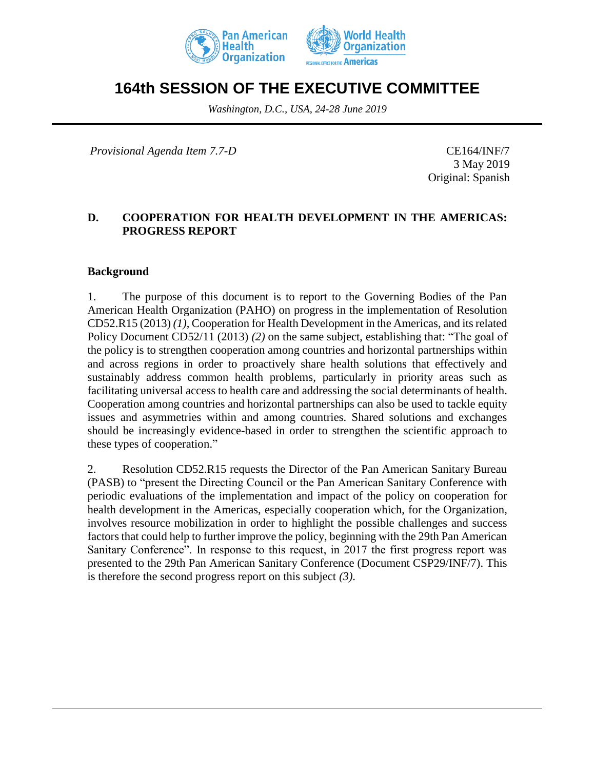# 164th SESSION OF THE EXECUTIVE COMMITTEE

*Washington, D.C., USA, 24-28 June 2019*

*Provisional Agenda Item 7.7-D*

CE164/INF/7
3 May 2019
Original: Spanish

## D. COOPERATION FOR HEALTH DEVELOPMENT IN THE AMERICAS: PROGRESS REPORT

### Background

1. The purpose of this document is to report to the Governing Bodies of the Pan American Health Organization (PAHO) on progress in the implementation of Resolution CD52.R15 (2013) *(1)*, Cooperation for Health Development in the Americas, and its related Policy Document CD52/11 (2013) *(2)* on the same subject, establishing that: "The goal of the policy is to strengthen cooperation among countries and horizontal partnerships within and across regions in order to proactively share health solutions that effectively and sustainably address common health problems, particularly in priority areas such as facilitating universal access to health care and addressing the social determinants of health. Cooperation among countries and horizontal partnerships can also be used to tackle equity issues and asymmetries within and among countries. Shared solutions and exchanges should be increasingly evidence-based in order to strengthen the scientific approach to these types of cooperation."

2. Resolution CD52.R15 requests the Director of the Pan American Sanitary Bureau (PASB) to "present the Directing Council or the Pan American Sanitary Conference with periodic evaluations of the implementation and impact of the policy on cooperation for health development in the Americas, especially cooperation which, for the Organization, involves resource mobilization in order to highlight the possible challenges and success factors that could help to further improve the policy, beginning with the 29th Pan American Sanitary Conference". In response to this request, in 2017 the first progress report was presented to the 29th Pan American Sanitary Conference (Document CSP29/INF/7). This is therefore the second progress report on this subject *(3)*.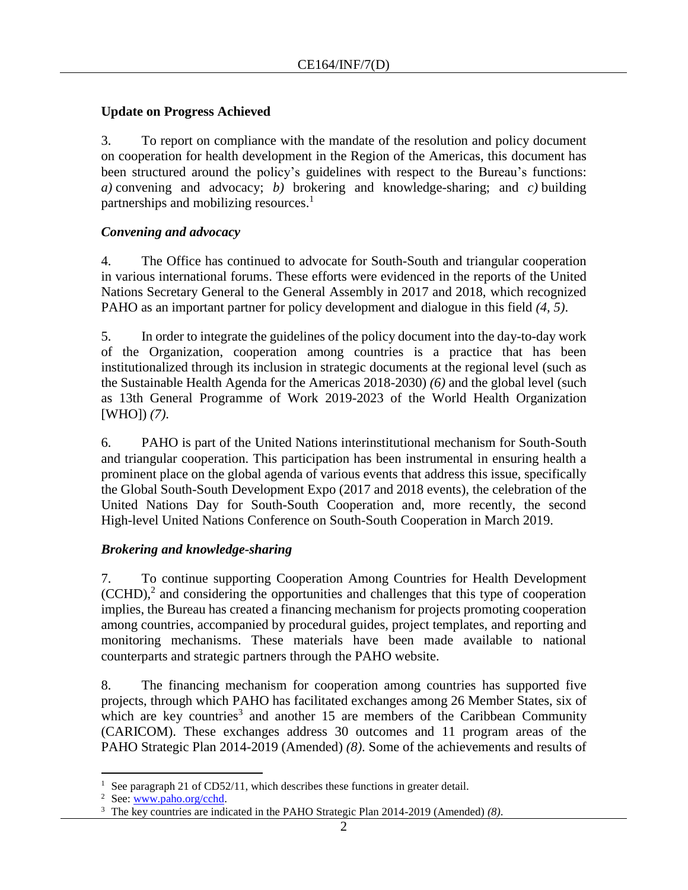## Update on Progress Achieved

3. To report on compliance with the mandate of the resolution and policy document on cooperation for health development in the Region of the Americas, this document has been structured around the policy's guidelines with respect to the Bureau's functions: *a)* convening and advocacy; *b)* brokering and knowledge-sharing; and *c)* building partnerships and mobilizing resources.[1]

### *Convening and advocacy*

4. The Office has continued to advocate for South-South and triangular cooperation in various international forums. These efforts were evidenced in the reports of the United Nations Secretary General to the General Assembly in 2017 and 2018, which recognized PAHO as an important partner for policy development and dialogue in this field *(4, 5)*.

5. In order to integrate the guidelines of the policy document into the day-to-day work of the Organization, cooperation among countries is a practice that has been institutionalized through its inclusion in strategic documents at the regional level (such as the Sustainable Health Agenda for the Americas 2018-2030) *(6)* and the global level (such as 13th General Programme of Work 2019-2023 of the World Health Organization [WHO]) *(7)*.

6. PAHO is part of the United Nations interinstitutional mechanism for South-South and triangular cooperation. This participation has been instrumental in ensuring health a prominent place on the global agenda of various events that address this issue, specifically the Global South-South Development Expo (2017 and 2018 events), the celebration of the United Nations Day for South-South Cooperation and, more recently, the second High-level United Nations Conference on South-South Cooperation in March 2019.

### *Brokering and knowledge-sharing*

7. To continue supporting Cooperation Among Countries for Health Development (CCHD),[2] and considering the opportunities and challenges that this type of cooperation implies, the Bureau has created a financing mechanism for projects promoting cooperation among countries, accompanied by procedural guides, project templates, and reporting and monitoring mechanisms. These materials have been made available to national counterparts and strategic partners through the PAHO website.

8. The financing mechanism for cooperation among countries has supported five projects, through which PAHO has facilitated exchanges among 26 Member States, six of which are key countries[3] and another 15 are members of the Caribbean Community (CARICOM). These exchanges address 30 outcomes and 11 program areas of the PAHO Strategic Plan 2014-2019 (Amended) *(8)*. Some of the achievements and results of

---

[1] See paragraph 21 of CD52/11, which describes these functions in greater detail.

[2] See: www.paho.org/cchd.

[3] The key countries are indicated in the PAHO Strategic Plan 2014-2019 (Amended) *(8)*.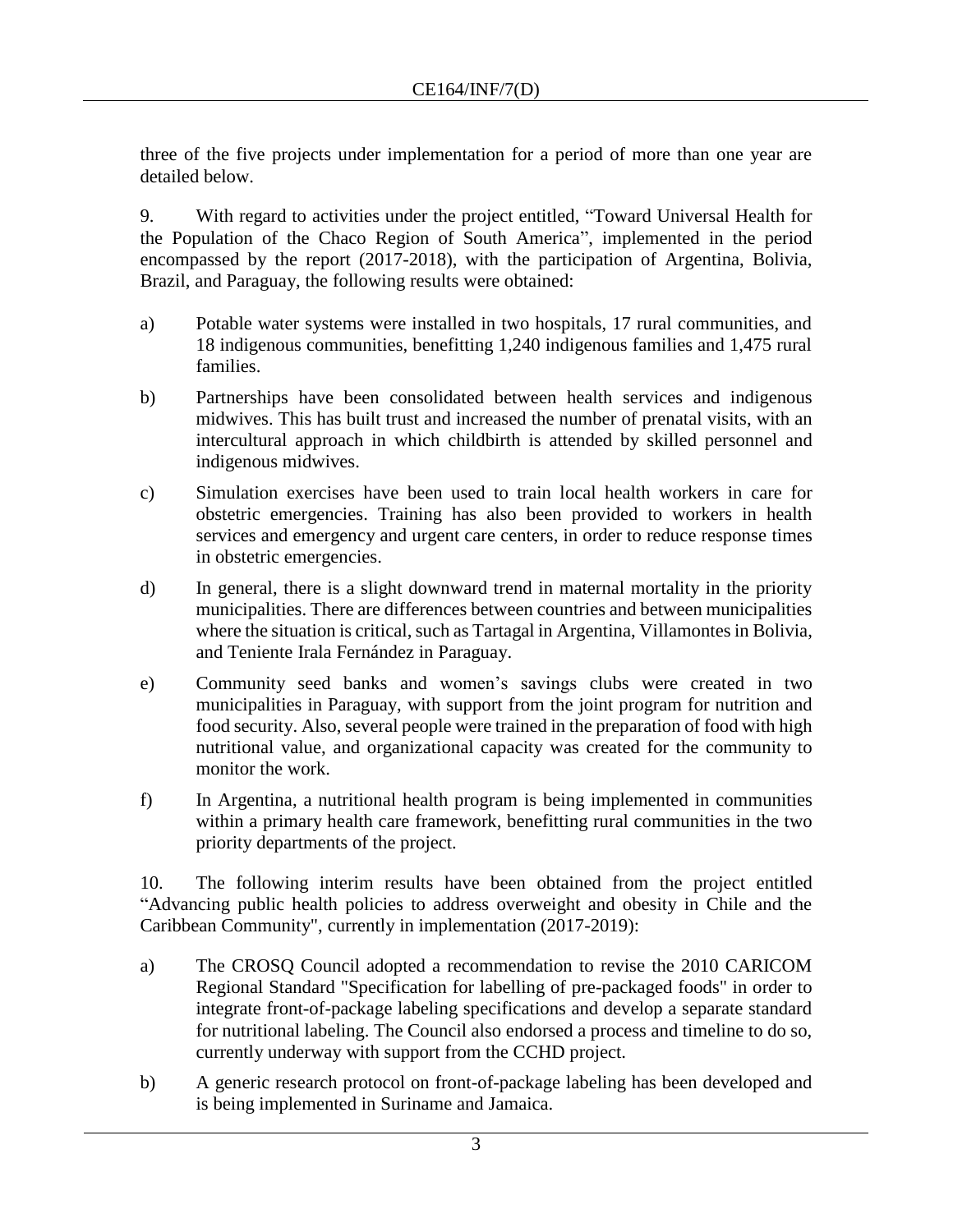three of the five projects under implementation for a period of more than one year are detailed below.

9. With regard to activities under the project entitled, "Toward Universal Health for the Population of the Chaco Region of South America", implemented in the period encompassed by the report (2017-2018), with the participation of Argentina, Bolivia, Brazil, and Paraguay, the following results were obtained:

a) Potable water systems were installed in two hospitals, 17 rural communities, and 18 indigenous communities, benefitting 1,240 indigenous families and 1,475 rural families.

b) Partnerships have been consolidated between health services and indigenous midwives. This has built trust and increased the number of prenatal visits, with an intercultural approach in which childbirth is attended by skilled personnel and indigenous midwives.

c) Simulation exercises have been used to train local health workers in care for obstetric emergencies. Training has also been provided to workers in health services and emergency and urgent care centers, in order to reduce response times in obstetric emergencies.

d) In general, there is a slight downward trend in maternal mortality in the priority municipalities. There are differences between countries and between municipalities where the situation is critical, such as Tartagal in Argentina, Villamontes in Bolivia, and Teniente Irala Fernández in Paraguay.

e) Community seed banks and women's savings clubs were created in two municipalities in Paraguay, with support from the joint program for nutrition and food security. Also, several people were trained in the preparation of food with high nutritional value, and organizational capacity was created for the community to monitor the work.

f) In Argentina, a nutritional health program is being implemented in communities within a primary health care framework, benefitting rural communities in the two priority departments of the project.

10. The following interim results have been obtained from the project entitled "Advancing public health policies to address overweight and obesity in Chile and the Caribbean Community", currently in implementation (2017-2019):

a) The CROSQ Council adopted a recommendation to revise the 2010 CARICOM Regional Standard "Specification for labelling of pre-packaged foods" in order to integrate front-of-package labeling specifications and develop a separate standard for nutritional labeling. The Council also endorsed a process and timeline to do so, currently underway with support from the CCHD project.

b) A generic research protocol on front-of-package labeling has been developed and is being implemented in Suriname and Jamaica.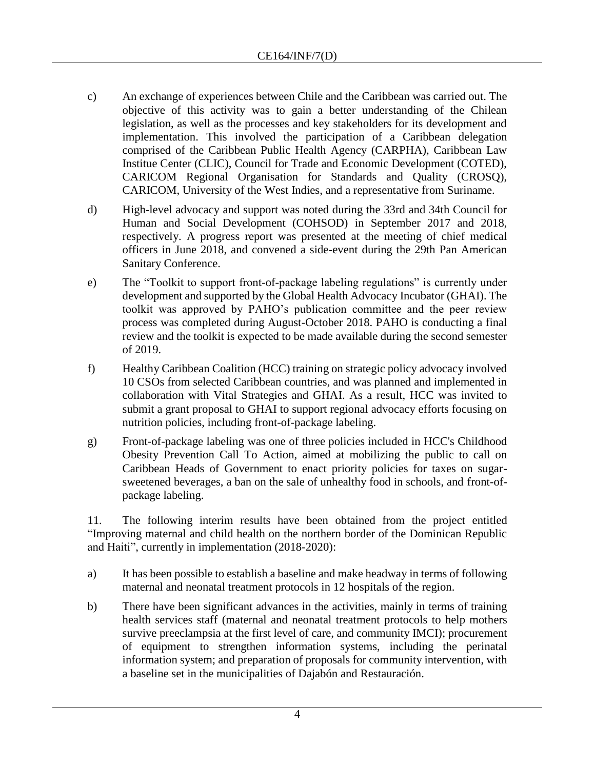c) An exchange of experiences between Chile and the Caribbean was carried out. The objective of this activity was to gain a better understanding of the Chilean legislation, as well as the processes and key stakeholders for its development and implementation. This involved the participation of a Caribbean delegation comprised of the Caribbean Public Health Agency (CARPHA), Caribbean Law Institue Center (CLIC), Council for Trade and Economic Development (COTED), CARICOM Regional Organisation for Standards and Quality (CROSQ), CARICOM, University of the West Indies, and a representative from Suriname.

d) High-level advocacy and support was noted during the 33rd and 34th Council for Human and Social Development (COHSOD) in September 2017 and 2018, respectively. A progress report was presented at the meeting of chief medical officers in June 2018, and convened a side-event during the 29th Pan American Sanitary Conference.

e) The "Toolkit to support front-of-package labeling regulations" is currently under development and supported by the Global Health Advocacy Incubator (GHAI). The toolkit was approved by PAHO's publication committee and the peer review process was completed during August-October 2018. PAHO is conducting a final review and the toolkit is expected to be made available during the second semester of 2019.

f) Healthy Caribbean Coalition (HCC) training on strategic policy advocacy involved 10 CSOs from selected Caribbean countries, and was planned and implemented in collaboration with Vital Strategies and GHAI. As a result, HCC was invited to submit a grant proposal to GHAI to support regional advocacy efforts focusing on nutrition policies, including front-of-package labeling.

g) Front-of-package labeling was one of three policies included in HCC's Childhood Obesity Prevention Call To Action, aimed at mobilizing the public to call on Caribbean Heads of Government to enact priority policies for taxes on sugar-sweetened beverages, a ban on the sale of unhealthy food in schools, and front-of-package labeling.

11. The following interim results have been obtained from the project entitled "Improving maternal and child health on the northern border of the Dominican Republic and Haiti", currently in implementation (2018-2020):

a) It has been possible to establish a baseline and make headway in terms of following maternal and neonatal treatment protocols in 12 hospitals of the region.

b) There have been significant advances in the activities, mainly in terms of training health services staff (maternal and neonatal treatment protocols to help mothers survive preeclampsia at the first level of care, and community IMCI); procurement of equipment to strengthen information systems, including the perinatal information system; and preparation of proposals for community intervention, with a baseline set in the municipalities of Dajabón and Restauración.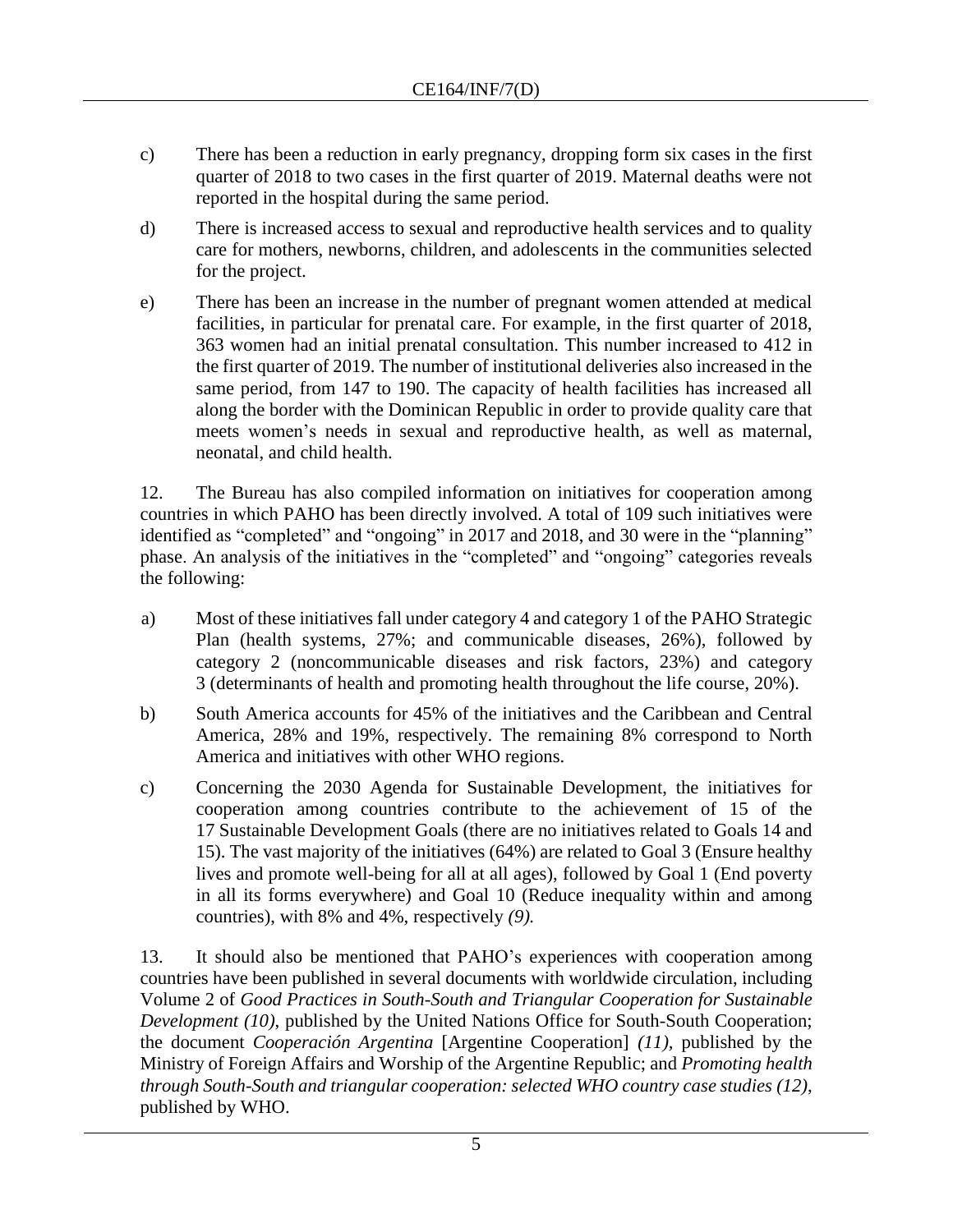c) There has been a reduction in early pregnancy, dropping form six cases in the first quarter of 2018 to two cases in the first quarter of 2019. Maternal deaths were not reported in the hospital during the same period.

d) There is increased access to sexual and reproductive health services and to quality care for mothers, newborns, children, and adolescents in the communities selected for the project.

e) There has been an increase in the number of pregnant women attended at medical facilities, in particular for prenatal care. For example, in the first quarter of 2018, 363 women had an initial prenatal consultation. This number increased to 412 in the first quarter of 2019. The number of institutional deliveries also increased in the same period, from 147 to 190. The capacity of health facilities has increased all along the border with the Dominican Republic in order to provide quality care that meets women's needs in sexual and reproductive health, as well as maternal, neonatal, and child health.

12. The Bureau has also compiled information on initiatives for cooperation among countries in which PAHO has been directly involved. A total of 109 such initiatives were identified as "completed" and "ongoing" in 2017 and 2018, and 30 were in the "planning" phase. An analysis of the initiatives in the "completed" and "ongoing" categories reveals the following:

a) Most of these initiatives fall under category 4 and category 1 of the PAHO Strategic Plan (health systems, 27%; and communicable diseases, 26%), followed by category 2 (noncommunicable diseases and risk factors, 23%) and category 3 (determinants of health and promoting health throughout the life course, 20%).

b) South America accounts for 45% of the initiatives and the Caribbean and Central America, 28% and 19%, respectively. The remaining 8% correspond to North America and initiatives with other WHO regions.

c) Concerning the 2030 Agenda for Sustainable Development, the initiatives for cooperation among countries contribute to the achievement of 15 of the 17 Sustainable Development Goals (there are no initiatives related to Goals 14 and 15). The vast majority of the initiatives (64%) are related to Goal 3 (Ensure healthy lives and promote well-being for all at all ages), followed by Goal 1 (End poverty in all its forms everywhere) and Goal 10 (Reduce inequality within and among countries), with 8% and 4%, respectively *(9).*

13. It should also be mentioned that PAHO's experiences with cooperation among countries have been published in several documents with worldwide circulation, including Volume 2 of *Good Practices in South-South and Triangular Cooperation for Sustainable Development (10)*, published by the United Nations Office for South-South Cooperation; the document *Cooperación Argentina* [Argentine Cooperation] *(11)*, published by the Ministry of Foreign Affairs and Worship of the Argentine Republic; and *Promoting health through South-South and triangular cooperation: selected WHO country case studies (12)*, published by WHO.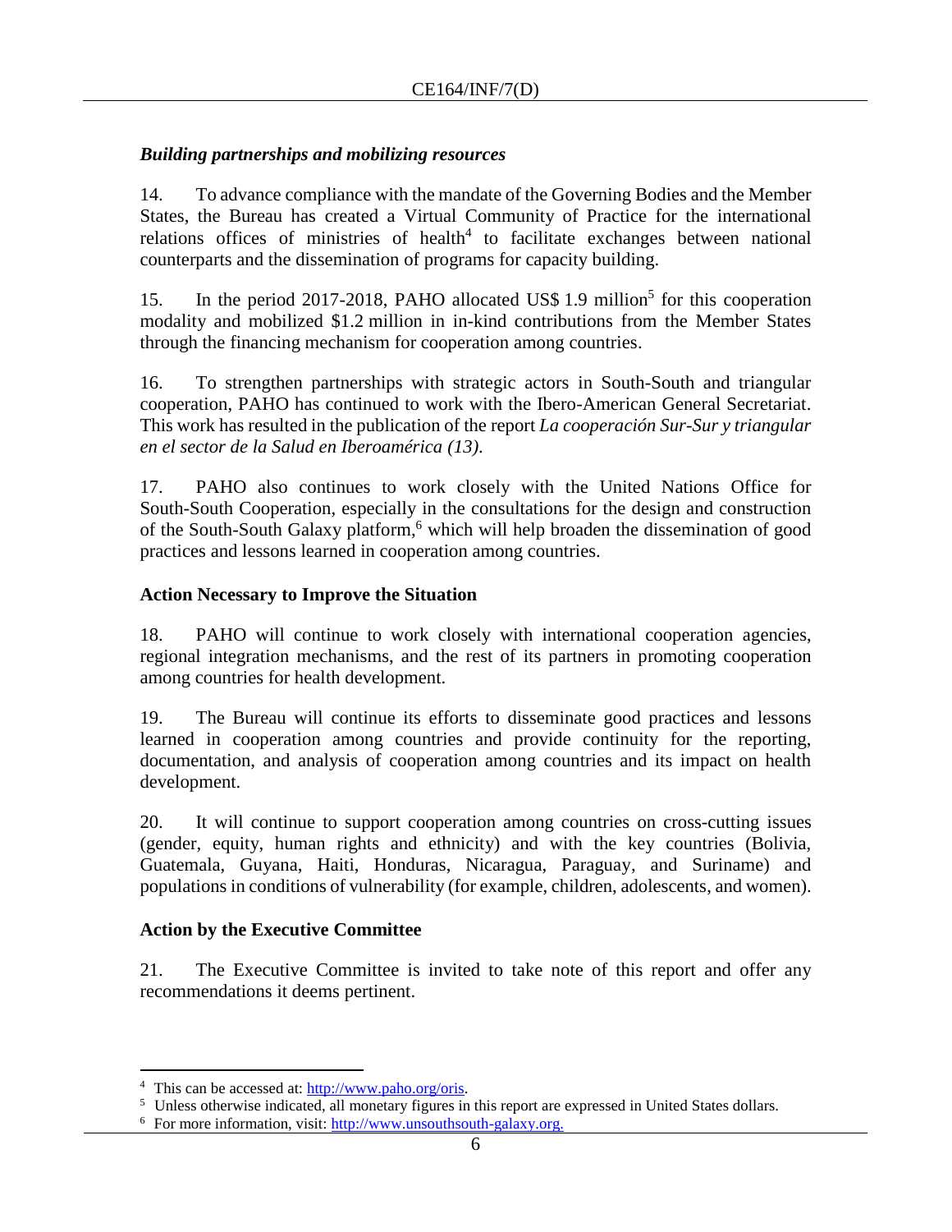### *Building partnerships and mobilizing resources*

14. To advance compliance with the mandate of the Governing Bodies and the Member States, the Bureau has created a Virtual Community of Practice for the international relations offices of ministries of health[4] to facilitate exchanges between national counterparts and the dissemination of programs for capacity building.

15. In the period 2017-2018, PAHO allocated US$ 1.9 million[5] for this cooperation modality and mobilized $1.2 million in in-kind contributions from the Member States through the financing mechanism for cooperation among countries.

16. To strengthen partnerships with strategic actors in South-South and triangular cooperation, PAHO has continued to work with the Ibero-American General Secretariat. This work has resulted in the publication of the report *La cooperación Sur-Sur y triangular en el sector de la Salud en Iberoamérica (13)*.

17. PAHO also continues to work closely with the United Nations Office for South-South Cooperation, especially in the consultations for the design and construction of the South-South Galaxy platform,[6] which will help broaden the dissemination of good practices and lessons learned in cooperation among countries.

## Action Necessary to Improve the Situation

18. PAHO will continue to work closely with international cooperation agencies, regional integration mechanisms, and the rest of its partners in promoting cooperation among countries for health development.

19. The Bureau will continue its efforts to disseminate good practices and lessons learned in cooperation among countries and provide continuity for the reporting, documentation, and analysis of cooperation among countries and its impact on health development.

20. It will continue to support cooperation among countries on cross-cutting issues (gender, equity, human rights and ethnicity) and with the key countries (Bolivia, Guatemala, Guyana, Haiti, Honduras, Nicaragua, Paraguay, and Suriname) and populations in conditions of vulnerability (for example, children, adolescents, and women).

## Action by the Executive Committee

21. The Executive Committee is invited to take note of this report and offer any recommendations it deems pertinent.

---

[4] This can be accessed at: http://www.paho.org/oris.

[5] Unless otherwise indicated, all monetary figures in this report are expressed in United States dollars.

[6] For more information, visit: http://www.unsouthsouth-galaxy.org.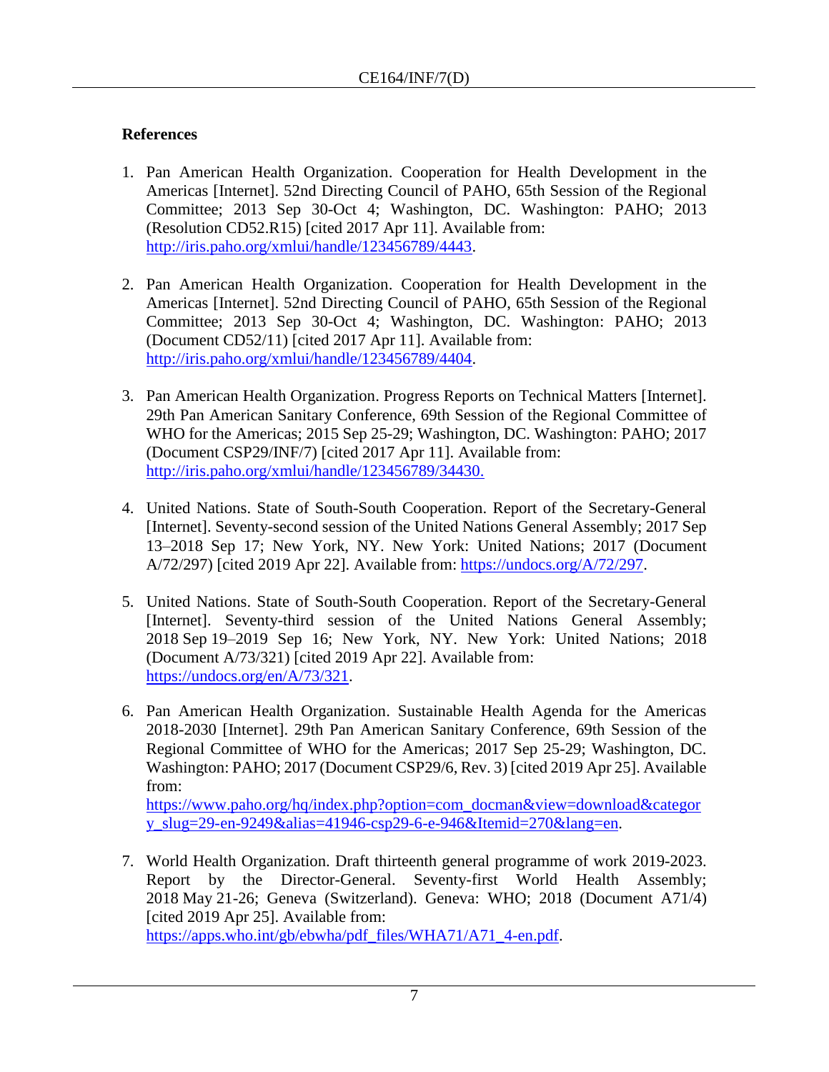**References**

1. Pan American Health Organization. Cooperation for Health Development in the Americas [Internet]. 52nd Directing Council of PAHO, 65th Session of the Regional Committee; 2013 Sep 30-Oct 4; Washington, DC. Washington: PAHO; 2013 (Resolution CD52.R15) [cited 2017 Apr 11]. Available from: http://iris.paho.org/xmlui/handle/123456789/4443.

2. Pan American Health Organization. Cooperation for Health Development in the Americas [Internet]. 52nd Directing Council of PAHO, 65th Session of the Regional Committee; 2013 Sep 30-Oct 4; Washington, DC. Washington: PAHO; 2013 (Document CD52/11) [cited 2017 Apr 11]. Available from: http://iris.paho.org/xmlui/handle/123456789/4404.

3. Pan American Health Organization. Progress Reports on Technical Matters [Internet]. 29th Pan American Sanitary Conference, 69th Session of the Regional Committee of WHO for the Americas; 2015 Sep 25-29; Washington, DC. Washington: PAHO; 2017 (Document CSP29/INF/7) [cited 2017 Apr 11]. Available from: http://iris.paho.org/xmlui/handle/123456789/34430.

4. United Nations. State of South-South Cooperation. Report of the Secretary-General [Internet]. Seventy-second session of the United Nations General Assembly; 2017 Sep 13–2018 Sep 17; New York, NY. New York: United Nations; 2017 (Document A/72/297) [cited 2019 Apr 22]. Available from: https://undocs.org/A/72/297.

5. United Nations. State of South-South Cooperation. Report of the Secretary-General [Internet]. Seventy-third session of the United Nations General Assembly; 2018 Sep 19–2019 Sep 16; New York, NY. New York: United Nations; 2018 (Document A/73/321) [cited 2019 Apr 22]. Available from: https://undocs.org/en/A/73/321.

6. Pan American Health Organization. Sustainable Health Agenda for the Americas 2018-2030 [Internet]. 29th Pan American Sanitary Conference, 69th Session of the Regional Committee of WHO for the Americas; 2017 Sep 25-29; Washington, DC. Washington: PAHO; 2017 (Document CSP29/6, Rev. 3) [cited 2019 Apr 25]. Available from: https://www.paho.org/hq/index.php?option=com_docman&view=download&category_slug=29-en-9249&alias=41946-csp29-6-e-946&Itemid=270&lang=en.

7. World Health Organization. Draft thirteenth general programme of work 2019-2023. Report by the Director-General. Seventy-first World Health Assembly; 2018 May 21-26; Geneva (Switzerland). Geneva: WHO; 2018 (Document A71/4) [cited 2019 Apr 25]. Available from: https://apps.who.int/gb/ebwha/pdf_files/WHA71/A71_4-en.pdf.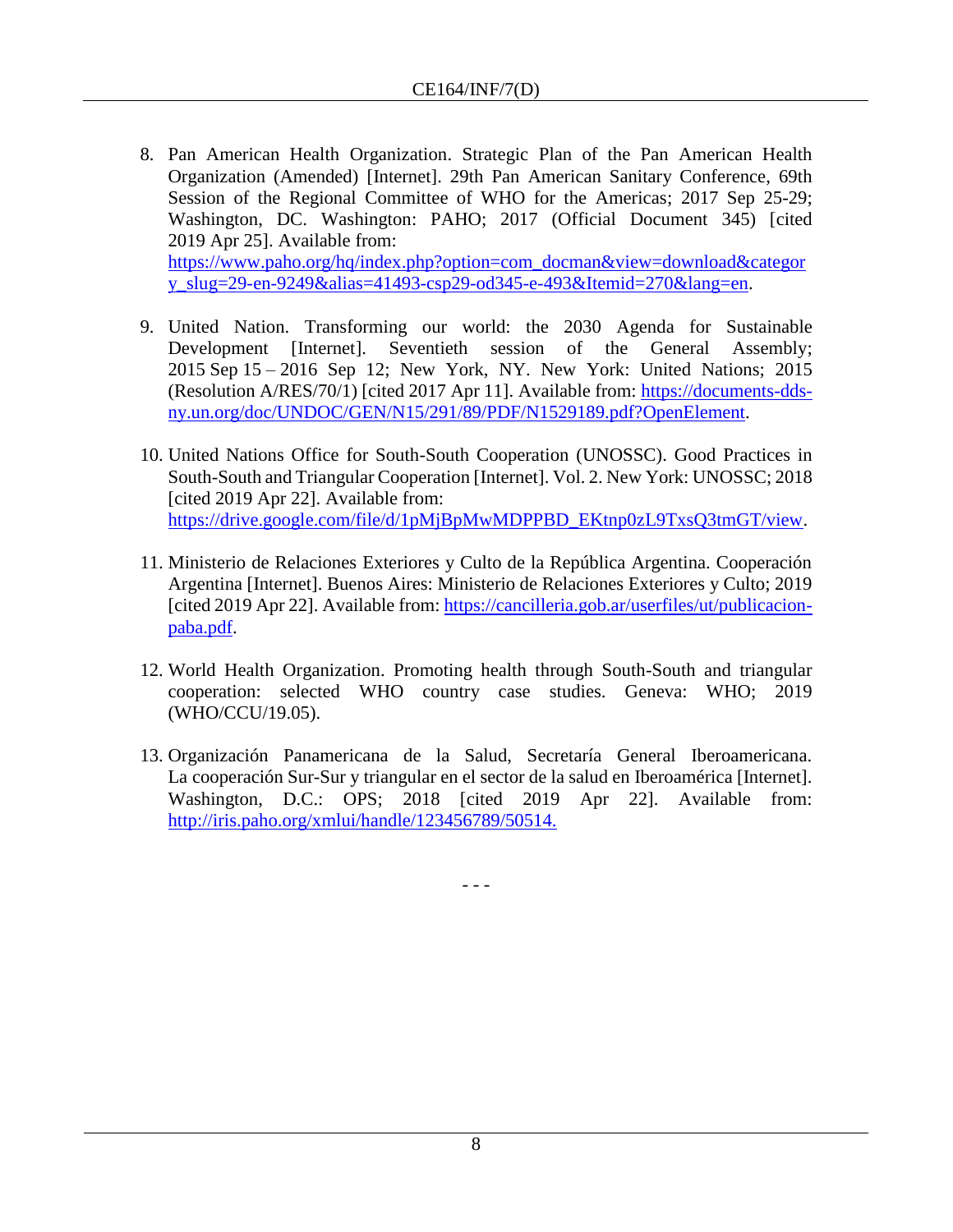8. Pan American Health Organization. Strategic Plan of the Pan American Health Organization (Amended) [Internet]. 29th Pan American Sanitary Conference, 69th Session of the Regional Committee of WHO for the Americas; 2017 Sep 25-29; Washington, DC. Washington: PAHO; 2017 (Official Document 345) [cited 2019 Apr 25]. Available from: https://www.paho.org/hq/index.php?option=com_docman&view=download&category_slug=29-en-9249&alias=41493-csp29-od345-e-493&Itemid=270&lang=en.

9. United Nation. Transforming our world: the 2030 Agenda for Sustainable Development [Internet]. Seventieth session of the General Assembly; 2015 Sep 15 – 2016 Sep 12; New York, NY. New York: United Nations; 2015 (Resolution A/RES/70/1) [cited 2017 Apr 11]. Available from: https://documents-dds-ny.un.org/doc/UNDOC/GEN/N15/291/89/PDF/N1529189.pdf?OpenElement.

10. United Nations Office for South-South Cooperation (UNOSSC). Good Practices in South-South and Triangular Cooperation [Internet]. Vol. 2. New York: UNOSSC; 2018 [cited 2019 Apr 22]. Available from: https://drive.google.com/file/d/1pMjBpMwMDPPBD_EKtnp0zL9TxsQ3tmGT/view.

11. Ministerio de Relaciones Exteriores y Culto de la República Argentina. Cooperación Argentina [Internet]. Buenos Aires: Ministerio de Relaciones Exteriores y Culto; 2019 [cited 2019 Apr 22]. Available from: https://cancilleria.gob.ar/userfiles/ut/publicacion-paba.pdf.

12. World Health Organization. Promoting health through South-South and triangular cooperation: selected WHO country case studies. Geneva: WHO; 2019 (WHO/CCU/19.05).

13. Organización Panamericana de la Salud, Secretaría General Iberoamericana. La cooperación Sur-Sur y triangular en el sector de la salud en Iberoamérica [Internet]. Washington, D.C.: OPS; 2018 [cited 2019 Apr 22]. Available from: http://iris.paho.org/xmlui/handle/123456789/50514.

- - -